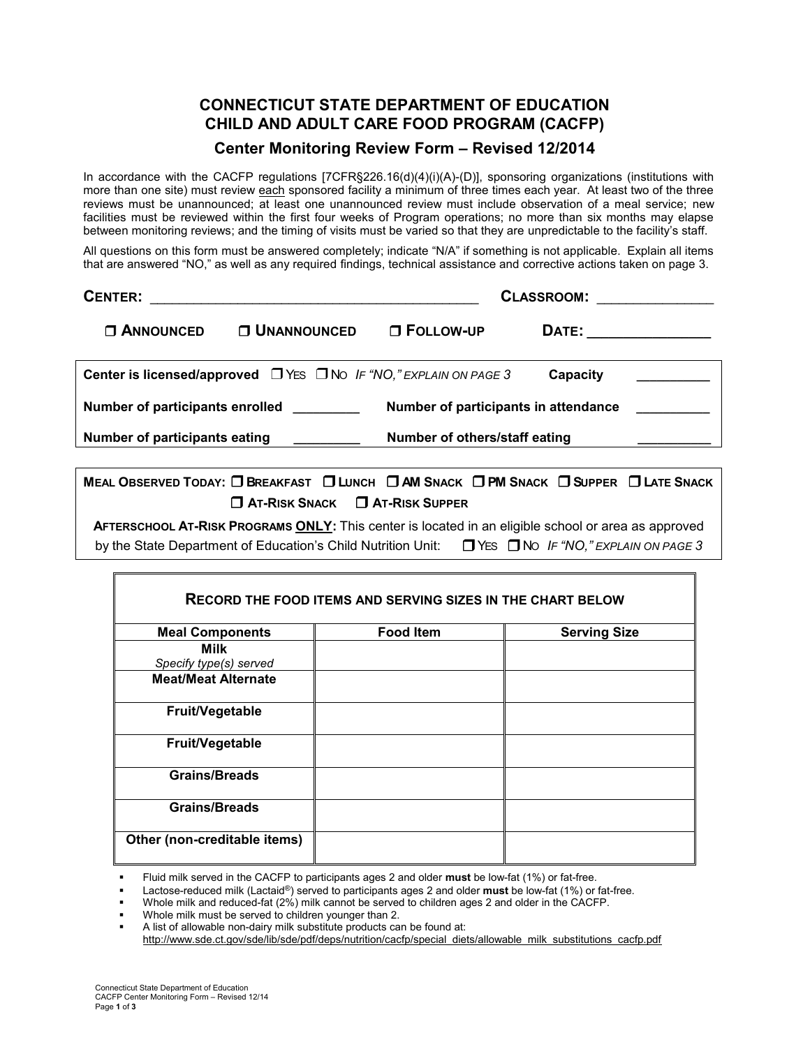# CONNECTICUT STATE DEPARTMENT OF EDUCATION
# CHILD AND ADULT CARE FOOD PROGRAM (CACFP)

## Center Monitoring Review Form – Revised 12/2014

In accordance with the CACFP regulations [7CFR§226.16(d)(4)(i)(A)-(D)], sponsoring organizations (institutions with more than one site) must review each sponsored facility a minimum of three times each year. At least two of the three reviews must be unannounced; at least one unannounced review must include observation of a meal service; new facilities must be reviewed within the first four weeks of Program operations; no more than six months may elapse between monitoring reviews; and the timing of visits must be varied so that they are unpredictable to the facility's staff.

All questions on this form must be answered completely; indicate "N/A" if something is not applicable. Explain all items that are answered "NO," as well as any required findings, technical assistance and corrective actions taken on page 3.

**CENTER:** ________________________________________ **CLASSROOM:** ______________

❒ **ANNOUNCED** ❒ **UNANNOUNCED** ❒ **FOLLOW-UP** **DATE:** ______________

**Center is licensed/approved** ❒ YES ❒ NO *IF "NO," EXPLAIN ON PAGE 3* **Capacity** _________

**Number of participants enrolled** _________ **Number of participants in attendance** _________

**Number of participants eating** _________ **Number of others/staff eating** _________

**MEAL OBSERVED TODAY:** ❒ **BREAKFAST** ❒ **LUNCH** ❒ **AM SNACK** ❒ **PM SNACK** ❒ **SUPPER** ❒ **LATE SNACK** ❒ **AT-RISK SNACK** ❒ **AT-RISK SUPPER**

**AFTERSCHOOL AT-RISK PROGRAMS ONLY:** This center is located in an eligible school or area as approved by the State Department of Education's Child Nutrition Unit: ❒ YES ❒ NO *IF "NO," EXPLAIN ON PAGE 3*

**RECORD THE FOOD ITEMS AND SERVING SIZES IN THE CHART BELOW**

| Meal Components | Food Item | Serving Size |
|---|---|---|
| **Milk** *Specify type(s) served* | | |
| **Meat/Meat Alternate** | | |
| **Fruit/Vegetable** | | |
| **Fruit/Vegetable** | | |
| **Grains/Breads** | | |
| **Grains/Breads** | | |
| **Other (non-creditable items)** | | |

- Fluid milk served in the CACFP to participants ages 2 and older **must** be low-fat (1%) or fat-free.
- Lactose-reduced milk (Lactaid®) served to participants ages 2 and older **must** be low-fat (1%) or fat-free.
- Whole milk and reduced-fat (2%) milk cannot be served to children ages 2 and older in the CACFP.
- Whole milk must be served to children younger than 2.
- A list of allowable non-dairy milk substitute products can be found at: http://www.sde.ct.gov/sde/lib/sde/pdf/deps/nutrition/cacfp/special_diets/allowable_milk_substitutions_cacfp.pdf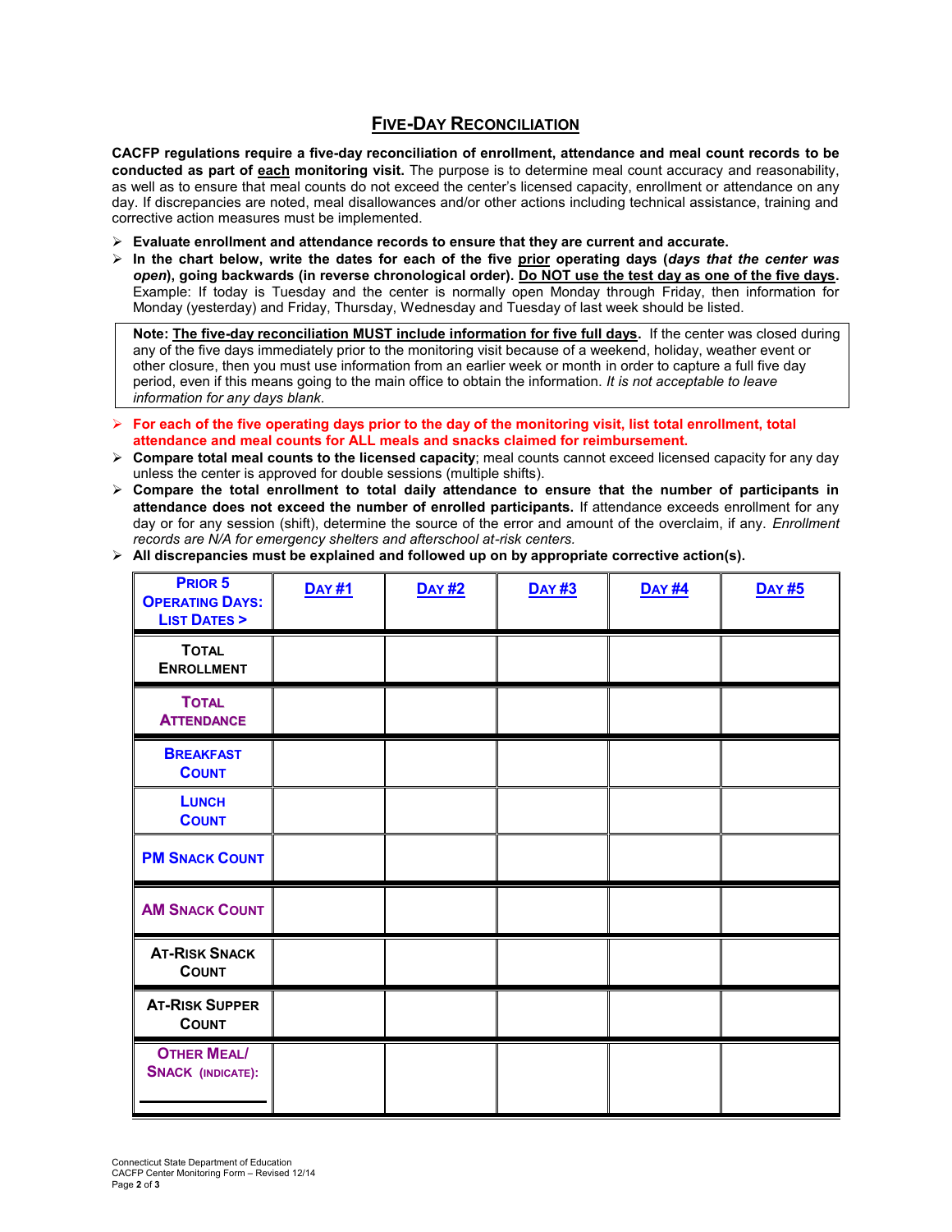# FIVE-DAY RECONCILIATION

**CACFP regulations require a five-day reconciliation of enrollment, attendance and meal count records to be conducted as part of each monitoring visit.** The purpose is to determine meal count accuracy and reasonability, as well as to ensure that meal counts do not exceed the center's licensed capacity, enrollment or attendance on any day. If discrepancies are noted, meal disallowances and/or other actions including technical assistance, training and corrective action measures must be implemented.

- **Evaluate enrollment and attendance records to ensure that they are current and accurate.**
- **In the chart below, write the dates for each of the five prior operating days (*days that the center was open*), going backwards (in reverse chronological order). Do NOT use the test day as one of the five days.** Example: If today is Tuesday and the center is normally open Monday through Friday, then information for Monday (yesterday) and Friday, Thursday, Wednesday and Tuesday of last week should be listed.

> **Note: The five-day reconciliation MUST include information for five full days.** If the center was closed during any of the five days immediately prior to the monitoring visit because of a weekend, holiday, weather event or other closure, then you must use information from an earlier week or month in order to capture a full five day period, even if this means going to the main office to obtain the information. *It is not acceptable to leave information for any days blank.*

- **For each of the five operating days prior to the day of the monitoring visit, list total enrollment, total attendance and meal counts for ALL meals and snacks claimed for reimbursement.**
- **Compare total meal counts to the licensed capacity**; meal counts cannot exceed licensed capacity for any day unless the center is approved for double sessions (multiple shifts).
- **Compare the total enrollment to total daily attendance to ensure that the number of participants in attendance does not exceed the number of enrolled participants.** If attendance exceeds enrollment for any day or for any session (shift), determine the source of the error and amount of the overclaim, if any. *Enrollment records are N/A for emergency shelters and afterschool at-risk centers.*
- **All discrepancies must be explained and followed up on by appropriate corrective action(s).**

| PRIOR 5 OPERATING DAYS: LIST DATES > | DAY #1 | DAY #2 | DAY #3 | DAY #4 | DAY #5 |
|---|---|---|---|---|---|
| TOTAL ENROLLMENT | | | | | |
| TOTAL ATTENDANCE | | | | | |
| BREAKFAST COUNT | | | | | |
| LUNCH COUNT | | | | | |
| PM SNACK COUNT | | | | | |
| AM SNACK COUNT | | | | | |
| AT-RISK SNACK COUNT | | | | | |
| AT-RISK SUPPER COUNT | | | | | |
| OTHER MEAL/ SNACK (INDICATE): ______ | | | | | |

Connecticut State Department of Education
CACFP Center Monitoring Form – Revised 12/14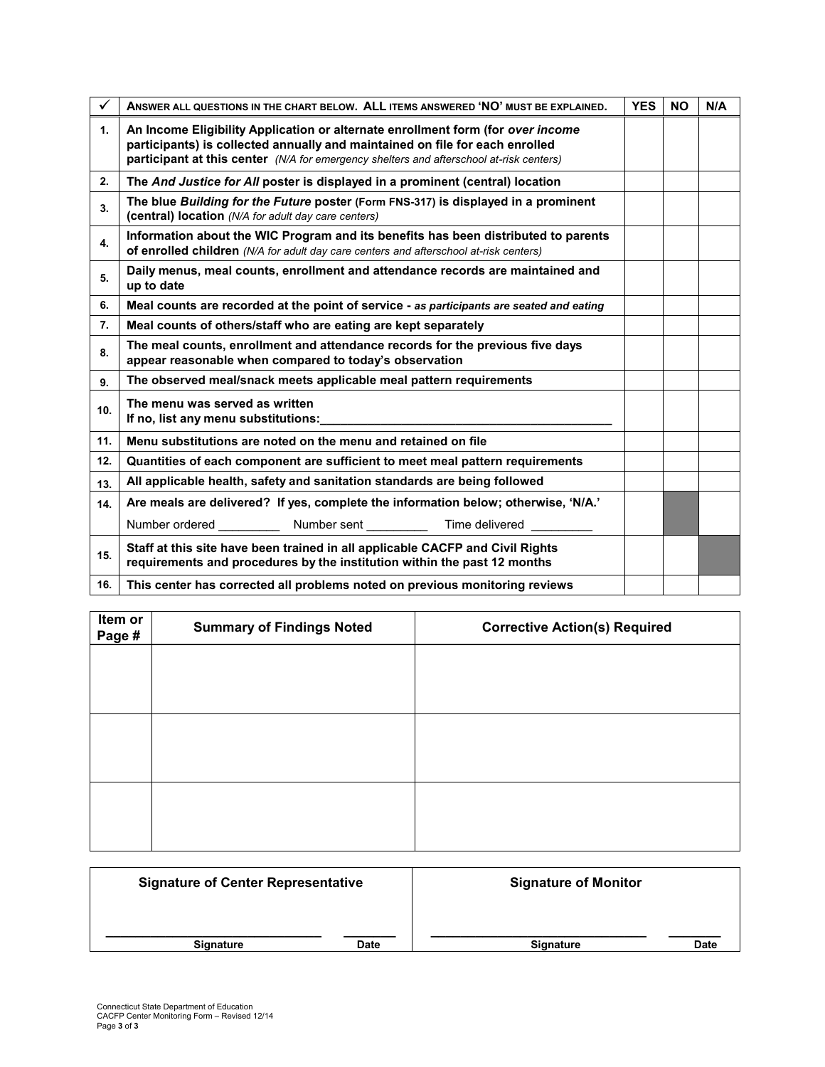| ✓ | ANSWER ALL QUESTIONS IN THE CHART BELOW. **ALL** ITEMS ANSWERED **'NO'** MUST BE EXPLAINED. | YES | NO | N/A |
|---|---|---|---|---|
| 1. | **An Income Eligibility Application or alternate enrollment form (for *over income* participants) is collected annually and maintained on file for each enrolled participant at this center** *(N/A for emergency shelters and afterschool at-risk centers)* | | | |
| 2. | **The *And Justice for All* poster is displayed in a prominent (central) location** | | | |
| 3. | **The blue *Building for the Future* poster (Form FNS-317) is displayed in a prominent (central) location** *(N/A for adult day care centers)* | | | |
| 4. | **Information about the WIC Program and its benefits has been distributed to parents of enrolled children** *(N/A for adult day care centers and afterschool at-risk centers)* | | | |
| 5. | **Daily menus, meal counts, enrollment and attendance records are maintained and up to date** | | | |
| 6. | **Meal counts are recorded at the point of service -** ***as participants are seated and eating*** | | | |
| 7. | **Meal counts of others/staff who are eating are kept separately** | | | |
| 8. | **The meal counts, enrollment and attendance records for the previous five days appear reasonable when compared to today's observation** | | | |
| 9. | **The observed meal/snack meets applicable meal pattern requirements** | | | |
| 10. | **The menu was served as written**<br>**If no, list any menu substitutions:**_______________________________________ | | | |
| 11. | **Menu substitutions are noted on the menu and retained on file** | | | |
| 12. | **Quantities of each component are sufficient to meet meal pattern requirements** | | | |
| 13. | **All applicable health, safety and sanitation standards are being followed** | | | |
| 14. | **Are meals are delivered? If yes, complete the information below; otherwise, 'N/A.'**<br>Number ordered _________ Number sent _________ Time delivered _________ | | | |
| 15. | **Staff at this site have been trained in all applicable CACFP and Civil Rights requirements and procedures by the institution within the past 12 months** | | | |
| 16. | **This center has corrected all problems noted on previous monitoring reviews** | | | |

| Item or Page # | Summary of Findings Noted | Corrective Action(s) Required |
|---|---|---|
| | | |
| | | |
| | | |

| Signature of Center Representative | | Signature of Monitor | |
|---|---|---|---|
| ______________________________ | ________ | ______________________________ | ________ |
| Signature | Date | Signature | Date |

Connecticut State Department of Education
CACFP Center Monitoring Form – Revised 12/14